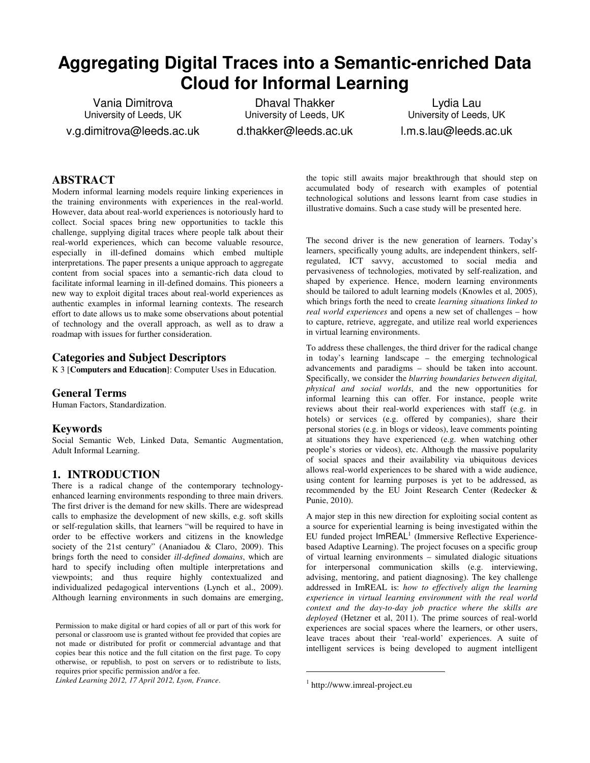# Aggregating Digital Traces into a Semantic-enriched Data Cloud for Informal Learning

Vania Dimitrova
University of Leeds, UK
v.g.dimitrova@leeds.ac.uk

Dhaval Thakker
University of Leeds, UK
d.thakker@leeds.ac.uk

Lydia Lau
University of Leeds, UK
l.m.s.lau@leeds.ac.uk

## ABSTRACT

Modern informal learning models require linking experiences in the training environments with experiences in the real-world. However, data about real-world experiences is notoriously hard to collect. Social spaces bring new opportunities to tackle this challenge, supplying digital traces where people talk about their real-world experiences, which can become valuable resource, especially in ill-defined domains which embed multiple interpretations. The paper presents a unique approach to aggregate content from social spaces into a semantic-rich data cloud to facilitate informal learning in ill-defined domains. This pioneers a new way to exploit digital traces about real-world experiences as authentic examples in informal learning contexts. The research effort to date allows us to make some observations about potential of technology and the overall approach, as well as to draw a roadmap with issues for further consideration.

## Categories and Subject Descriptors

K 3 [**Computers and Education**]: Computer Uses in Education.

## General Terms

Human Factors, Standardization.

## Keywords

Social Semantic Web, Linked Data, Semantic Augmentation, Adult Informal Learning.

## 1. INTRODUCTION

There is a radical change of the contemporary technology-enhanced learning environments responding to three main drivers. The first driver is the demand for new skills. There are widespread calls to emphasize the development of new skills, e.g. soft skills or self-regulation skills, that learners "will be required to have in order to be effective workers and citizens in the knowledge society of the 21st century" (Ananiadou & Claro, 2009). This brings forth the need to consider *ill-defined domains*, which are hard to specify including often multiple interpretations and viewpoints; and thus require highly contextualized and individualized pedagogical interventions (Lynch et al., 2009). Although learning environments in such domains are emerging, the topic still awaits major breakthrough that should step on accumulated body of research with examples of potential technological solutions and lessons learnt from case studies in illustrative domains. Such a case study will be presented here.

The second driver is the new generation of learners. Today's learners, specifically young adults, are independent thinkers, self-regulated, ICT savvy, accustomed to social media and pervasiveness of technologies, motivated by self-realization, and shaped by experience. Hence, modern learning environments should be tailored to adult learning models (Knowles et al, 2005), which brings forth the need to create *learning situations linked to real world experiences* and opens a new set of challenges – how to capture, retrieve, aggregate, and utilize real world experiences in virtual learning environments.

To address these challenges, the third driver for the radical change in today's learning landscape – the emerging technological advancements and paradigms – should be taken into account. Specifically, we consider the *blurring boundaries between digital, physical and social worlds*, and the new opportunities for informal learning this can offer. For instance, people write reviews about their real-world experiences with staff (e.g. in hotels) or services (e.g. offered by companies), share their personal stories (e.g. in blogs or videos), leave comments pointing at situations they have experienced (e.g. when watching other people's stories or videos), etc. Although the massive popularity of social spaces and their availability via ubiquitous devices allows real-world experiences to be shared with a wide audience, using content for learning purposes is yet to be addressed, as recommended by the EU Joint Research Center (Redecker & Punie, 2010).

A major step in this new direction for exploiting social content as a source for experiential learning is being investigated within the EU funded project ImREAL[1] (Immersive Reflective Experience-based Adaptive Learning). The project focuses on a specific group of virtual learning environments – simulated dialogic situations for interpersonal communication skills (e.g. interviewing, advising, mentoring, and patient diagnosing). The key challenge addressed in ImREAL is: *how to effectively align the learning experience in virtual learning environment with the real world context and the day-to-day job practice where the skills are deployed* (Hetzner et al, 2011). The prime sources of real-world experiences are social spaces where the learners, or other users, leave traces about their 'real-world' experiences. A suite of intelligent services is being developed to augment intelligent

Permission to make digital or hard copies of all or part of this work for personal or classroom use is granted without fee provided that copies are not made or distributed for profit or commercial advantage and that copies bear this notice and the full citation on the first page. To copy otherwise, or republish, to post on servers or to redistribute to lists, requires prior specific permission and/or a fee.
*Linked Learning 2012, 17 April 2012, Lyon, France.*

[1] http://www.imreal-project.eu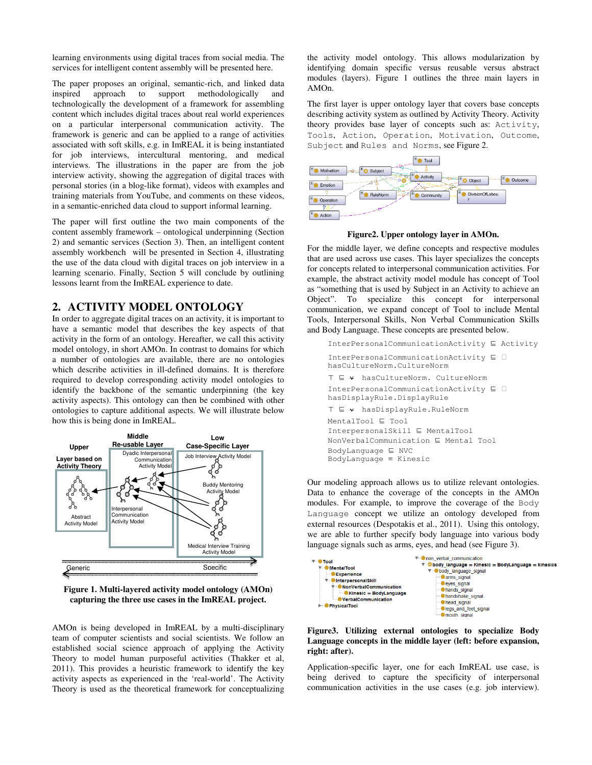learning environments using digital traces from social media. The services for intelligent content assembly will be presented here.

The paper proposes an original, semantic-rich, and linked data inspired approach to support methodologically and technologically the development of a framework for assembling content which includes digital traces about real world experiences on a particular interpersonal communication activity. The framework is generic and can be applied to a range of activities associated with soft skills, e.g. in ImREAL it is being instantiated for job interviews, intercultural mentoring, and medical interviews. The illustrations in the paper are from the job interview activity, showing the aggregation of digital traces with personal stories (in a blog-like format), videos with examples and training materials from YouTube, and comments on these videos, in a semantic-enriched data cloud to support informal learning.

The paper will first outline the two main components of the content assembly framework – ontological underpinning (Section 2) and semantic services (Section 3). Then, an intelligent content assembly workbench will be presented in Section 4, illustrating the use of the data cloud with digital traces on job interview in a learning scenario. Finally, Section 5 will conclude by outlining lessons learnt from the ImREAL experience to date.

## 2. ACTIVITY MODEL ONTOLOGY

In order to aggregate digital traces on an activity, it is important to have a semantic model that describes the key aspects of that activity in the form of an ontology. Hereafter, we call this activity model ontology, in short AMOn. In contrast to domains for which a number of ontologies are available, there are no ontologies which describe activities in ill-defined domains. It is therefore required to develop corresponding activity model ontologies to identify the backbone of the semantic underpinning (the key activity aspects). This ontology can then be combined with other ontologies to capture additional aspects. We will illustrate below how this is being done in ImREAL.

**Figure 1. Multi-layered activity model ontology (AMOn) capturing the three use cases in the ImREAL project.**

AMOn is being developed in ImREAL by a multi-disciplinary team of computer scientists and social scientists. We follow an established social science approach of applying the Activity Theory to model human purposeful activities (Thakker et al, 2011). This provides a heuristic framework to identify the key activity aspects as experienced in the 'real-world'. The Activity Theory is used as the theoretical framework for conceptualizing the activity model ontology. This allows modularization by identifying domain specific versus reusable versus abstract modules (layers). Figure 1 outlines the three main layers in AMOn.

The first layer is upper ontology layer that covers base concepts describing activity system as outlined by Activity Theory. Activity theory provides base layer of concepts such as: `Activity`, `Tools`, `Action`, `Operation`, `Motivation`, `Outcome`, `Subject` and `Rules and Norms`, see Figure 2.

**Figure2. Upper ontology layer in AMOn.**

For the middle layer, we define concepts and respective modules that are used across use cases. This layer specializes the concepts for concepts related to interpersonal communication activities. For example, the abstract activity model module has concept of Tool as "something that is used by Subject in an Activity to achieve an Object". To specialize this concept for interpersonal communication, we expand concept of Tool to include Mental Tools, Interpersonal Skills, Non Verbal Communication Skills and Body Language. These concepts are presented below.

```
InterPersonalCommunicationActivity ⊑ Activity
InterPersonalCommunicationActivity ⊑ □
hasCultureNorm.CultureNorm
⊤ ⊑ ∀ hasCultureNorm. CultureNorm
InterPersonalCommunicationActivity ⊑ □
hasDisplayRule.DisplayRule
⊤ ⊑ ∀ hasDisplayRule.RuleNorm
MentalTool ⊑ Tool
InterpersonalSkill ⊑ MentalTool
NonVerbalCommunication ⊑ Mental Tool
BodyLanguage ⊑ NVC
BodyLanguage ≡ Kinesic
```

Our modeling approach allows us to utilize relevant ontologies. Data to enhance the coverage of the concepts in the AMOn modules. For example, to improve the coverage of the `Body Language` concept we utilize an ontology developed from external resources (Despotakis et al., 2011). Using this ontology, we are able to further specify body language into various body language signals such as arms, eyes, and head (see Figure 3).

**Figure3. Utilizing external ontologies to specialize Body Language concepts in the middle layer (left: before expansion, right: after).**

Application-specific layer, one for each ImREAL use case, is being derived to capture the specificity of interpersonal communication activities in the use cases (e.g. job interview).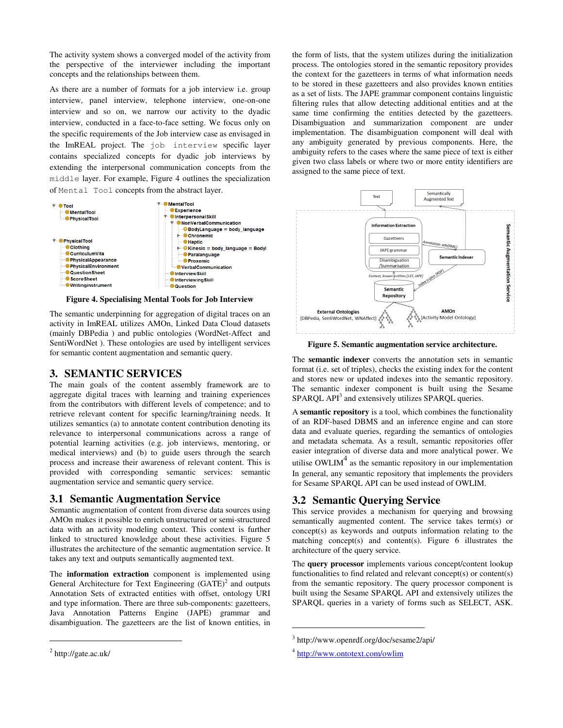The activity system shows a converged model of the activity from the perspective of the interviewer including the important concepts and the relationships between them.

As there are a number of formats for a job interview i.e. group interview, panel interview, telephone interview, one-on-one interview and so on, we narrow our activity to the dyadic interview, conducted in a face-to-face setting. We focus only on the specific requirements of the Job interview case as envisaged in the ImREAL project. The `job interview` specific layer contains specialized concepts for dyadic job interviews by extending the interpersonal communication concepts from the `middle` layer. For example, Figure 4 outlines the specialization of `Mental Tool` concepts from the abstract layer.

**Figure 4. Specialising Mental Tools for Job Interview**

The semantic underpinning for aggregation of digital traces on an activity in ImREAL utilizes AMOn, Linked Data Cloud datasets (mainly DBPedia ) and public ontologies (WordNet-Affect and SentiWordNet ). These ontologies are used by intelligent services for semantic content augmentation and semantic query.

## 3. SEMANTIC SERVICES

The main goals of the content assembly framework are to aggregate digital traces with learning and training experiences from the contributors with different levels of competence; and to retrieve relevant content for specific learning/training needs. It utilizes semantics (a) to annotate content contribution denoting its relevance to interpersonal communications across a range of potential learning activities (e.g. job interviews, mentoring, or medical interviews) and (b) to guide users through the search process and increase their awareness of relevant content. This is provided with corresponding semantic services: semantic augmentation service and semantic query service.

### 3.1 Semantic Augmentation Service

Semantic augmentation of content from diverse data sources using AMOn makes it possible to enrich unstructured or semi-structured data with an activity modeling context. This context is further linked to structured knowledge about these activities. Figure 5 illustrates the architecture of the semantic augmentation service. It takes any text and outputs semantically augmented text.

The **information extraction** component is implemented using General Architecture for Text Engineering (GATE)[2] and outputs Annotation Sets of extracted entities with offset, ontology URI and type information. There are three sub-components: gazetteers, Java Annotation Patterns Engine (JAPE) grammar and disambiguation. The gazetteers are the list of known entities, in the form of lists, that the system utilizes during the initialization process. The ontologies stored in the semantic repository provides the context for the gazetteers in terms of what information needs to be stored in these gazetteers and also provides known entities as a set of lists. The JAPE grammar component contains linguistic filtering rules that allow detecting additional entities and at the same time confirming the entities detected by the gazetteers. Disambiguation and summarization component are under implementation. The disambiguation component will deal with any ambiguity generated by previous components. Here, the ambiguity refers to the cases where the same piece of text is either given two class labels or where two or more entity identifiers are assigned to the same piece of text.

**Figure 5. Semantic augmentation service architecture.**

The **semantic indexer** converts the annotation sets in semantic format (i.e. set of triples), checks the existing index for the content and stores new or updated indexes into the semantic repository. The semantic indexer component is built using the Sesame SPARQL API[3] and extensively utilizes SPARQL queries.

A **semantic repository** is a tool, which combines the functionality of an RDF-based DBMS and an inference engine and can store data and evaluate queries, regarding the semantics of ontologies and metadata schemata. As a result, semantic repositories offer easier integration of diverse data and more analytical power. We utilise OWLIM[4] as the semantic repository in our implementation In general, any semantic repository that implements the providers for Sesame SPARQL API can be used instead of OWLIM.

### 3.2 Semantic Querying Service

This service provides a mechanism for querying and browsing semantically augmented content. The service takes term(s) or concept(s) as keywords and outputs information relating to the matching concept(s) and content(s). Figure 6 illustrates the architecture of the query service.

The **query processor** implements various concept/content lookup functionalities to find related and relevant concept(s) or content(s) from the semantic repository. The query processor component is built using the Sesame SPARQL API and extensively utilizes the SPARQL queries in a variety of forms such as SELECT, ASK.

---

[2] http://gate.ac.uk/

[3] http://www.openrdf.org/doc/sesame2/api/

[4] http://www.ontotext.com/owlim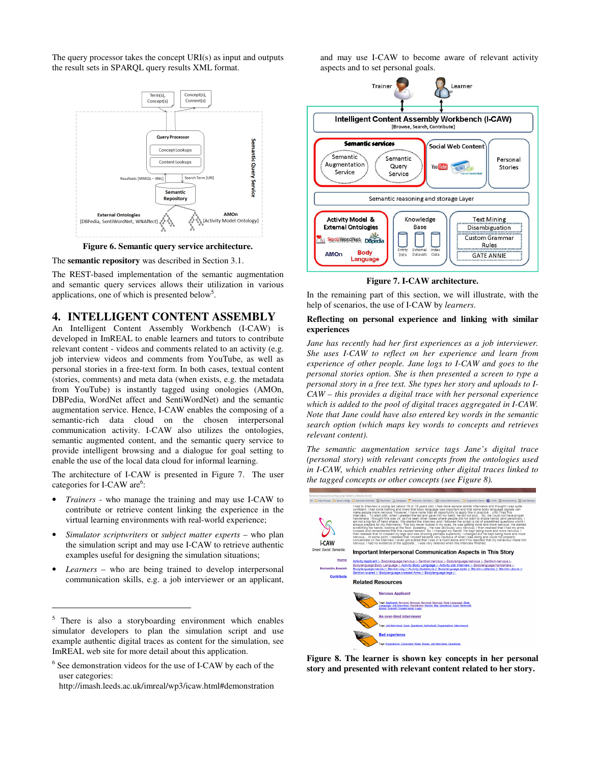The query processor takes the concept URI(s) as input and outputs the result sets in SPARQL query results XML format.

**Figure 6. Semantic query service architecture.**

The **semantic repository** was described in Section 3.1.

The REST-based implementation of the semantic augmentation and semantic query services allows their utilization in various applications, one of which is presented below[5].

## 4. INTELLIGENT CONTENT ASSEMBLY

An Intelligent Content Assembly Workbench (I-CAW) is developed in ImREAL to enable learners and tutors to contribute relevant content - videos and comments related to an activity (e.g. job interview videos and comments from YouTube, as well as personal stories in a free-text form. In both cases, textual content (stories, comments) and meta data (when exists, e.g. the metadata from YouTube) is instantly tagged using onologies (AMOn, DBPedia, WordNet affect and SentiWordNet) and the semantic augmentation service. Hence, I-CAW enables the composing of a semantic-rich data cloud on the chosen interpersonal communication activity. I-CAW also utilizes the ontologies, semantic augmented content, and the semantic query service to provide intelligent browsing and a dialogue for goal setting to enable the use of the local data cloud for informal learning.

The architecture of I-CAW is presented in Figure 7. The user categories for I-CAW are[6]:

- *Trainers* - who manage the training and may use I-CAW to contribute or retrieve content linking the experience in the virtual learning environments with real-world experience;
- *Simulator scriptwriters* or *subject matter experts* – who plan the simulation script and may use I-CAW to retrieve authentic examples useful for designing the simulation situations;
- *Learners* – who are being trained to develop interpersonal communication skills, e.g. a job interviewer or an applicant, and may use I-CAW to become aware of relevant activity aspects and to set personal goals.

**Figure 7. I-CAW architecture.**

In the remaining part of this section, we will illustrate, with the help of scenarios, the use of I-CAW by *learners*.

**Reflecting on personal experience and linking with similar experiences**

*Jane has recently had her first experiences as a job interviewer. She uses I-CAW to reflect on her experience and learn from experience of other people. Jane logs to I-CAW and goes to the personal stories option. She is then presented a screen to type a personal story in a free text. She types her story and uploads to I-CAW – this provides a digital trace with her personal experience which is added to the pool of digital traces aggregated in I-CAW. Note that Jane could have also entered key words in the semantic search option (which maps key words to concepts and retrieves relevant content).*

*The semantic augmentation service tags Jane's digital trace (personal story) with relevant concepts from the ontologies used in I-CAW, which enables retrieving other digital traces linked to the tagged concepts or other concepts (see Figure 8).*

**Figure 8. The learner is shown key concepts in her personal story and presented with relevant content related to her story.**

---

[5] There is also a storyboarding environment which enables simulator developers to plan the simulation script and use example authentic digital traces as content for the simulation, see ImREAL web site for more detail about this application.

[6] See demonstration videos for the use of I-CAW by each of the user categories: http://imash.leeds.ac.uk/imreal/wp3/icaw.html#demonstration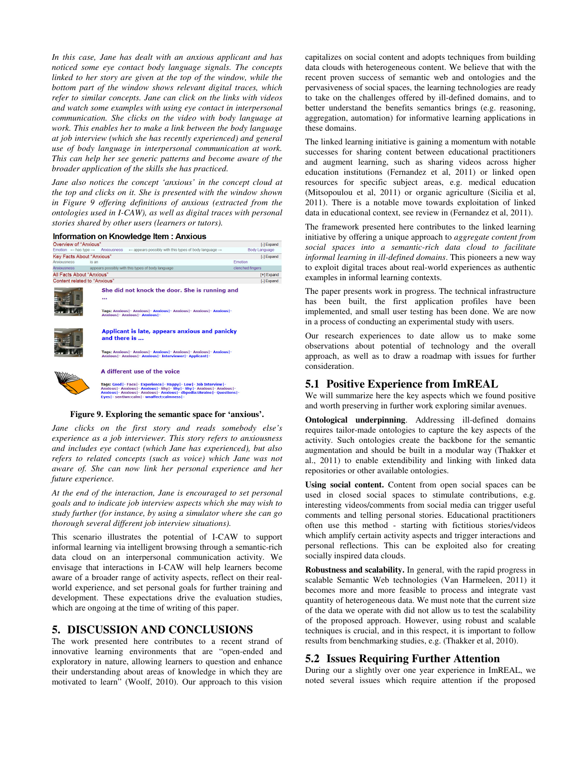*In this case, Jane has dealt with an anxious applicant and has noticed some eye contact body language signals. The concepts linked to her story are given at the top of the window, while the bottom part of the window shows relevant digital traces, which refer to similar concepts. Jane can click on the links with videos and watch some examples with using eye contact in interpersonal communication. She clicks on the video with body language at work. This enables her to make a link between the body language at job interview (which she has recently experienced) and general use of body language in interpersonal communication at work. This can help her see generic patterns and become aware of the broader application of the skills she has practiced.*

*Jane also notices the concept 'anxious' in the concept cloud at the top and clicks on it. She is presented with the window shown in Figure 9 offering definitions of anxious (extracted from the ontologies used in I-CAW), as well as digital traces with personal stories shared by other users (learners or tutors).*

**Information on Knowledge Item : Anxious**

Overview of "Anxious" [-] Expand
Emotion ←has type→ Anxiousness ←appears possibly with this types of body language→ Body Language

Key Facts About "Anxious" [-] Expand

| | | |
|---|---|---|
| Anxiousness | is an | Emotion |
| Anxiousness | appears possibly with this types of body language | clenched fingers |

All Facts About "Anxious" [+] Expand
Content related to "Anxious" [-] Expand

**She did not knock the door. She is running and ...**
Tags: Anxious|- Anxious|- Anxious|- Anxious|- Anxious|- Anxious|- Anxious|- Anxious|- Anxious|-

**Applicant is late, appears anxious and panicky and there is ...**
Tags: Anxious|- Anxious|- Anxious|- Anxious|- Anxious|- Anxious|- Anxious|- Anxious|- Anxious|- Interviewer|- Applicant|-

**A different use of the voice**
Tags: Good|- Face|- Experience|- Happy|- Low|- Job Interview|- Anxious|- Anxious|- Anxious|- Shy|- Shy|- Shy|- Anxious|- Anxious|- Anxious|- Anxious|- Anxious|- Anxious|- dbpedia:Ukraine|- Questions|- Eyes|- sentiwn:calm|- wnaffect:calmness|-

**Figure 9. Exploring the semantic space for 'anxious'.**

*Jane clicks on the first story and reads somebody else's experience as a job interviewer. This story refers to anxiousness and includes eye contact (which Jane has experienced), but also refers to related concepts (such as voice) which Jane was not aware of. She can now link her personal experience and her future experience.*

*At the end of the interaction, Jane is encouraged to set personal goals and to indicate job interview aspects which she may wish to study further (for instance, by using a simulator where she can go thorough several different job interview situations).*

This scenario illustrates the potential of I-CAW to support informal learning via intelligent browsing through a semantic-rich data cloud on an interpersonal communication activity. We envisage that interactions in I-CAW will help learners become aware of a broader range of activity aspects, reflect on their real-world experience, and set personal goals for further training and development. These expectations drive the evaluation studies, which are ongoing at the time of writing of this paper.

# 5. DISCUSSION AND CONCLUSIONS

The work presented here contributes to a recent strand of innovative learning environments that are "open-ended and exploratory in nature, allowing learners to question and enhance their understanding about areas of knowledge in which they are motivated to learn" (Woolf, 2010). Our approach to this vision capitalizes on social content and adopts techniques from building data clouds with heterogeneous content. We believe that with the recent proven success of semantic web and ontologies and the pervasiveness of social spaces, the learning technologies are ready to take on the challenges offered by ill-defined domains, and to better understand the benefits semantics brings (e.g. reasoning, aggregation, automation) for informative learning applications in these domains.

The linked learning initiative is gaining a momentum with notable successes for sharing content between educational practitioners and augment learning, such as sharing videos across higher education institutions (Fernandez et al, 2011) or linked open resources for specific subject areas, e.g. medical education (Mitsopoulou et al, 2011) or organic agriculture (Sicilia et al, 2011). There is a notable move towards exploitation of linked data in educational context, see review in (Fernandez et al, 2011).

The framework presented here contributes to the linked learning initiative by offering a unique approach to *aggregate content from social spaces into a semantic-rich data cloud to facilitate informal learning in ill-defined domains*. This pioneers a new way to exploit digital traces about real-world experiences as authentic examples in informal learning contexts.

The paper presents work in progress. The technical infrastructure has been built, the first application profiles have been implemented, and small user testing has been done. We are now in a process of conducting an experimental study with users.

Our research experiences to date allow us to make some observations about potential of technology and the overall approach, as well as to draw a roadmap with issues for further consideration.

## 5.1 Positive Experience from ImREAL

We will summarize here the key aspects which we found positive and worth preserving in further work exploring similar avenues.

**Ontological underpinning**. Addressing ill-defined domains requires tailor-made ontologies to capture the key aspects of the activity. Such ontologies create the backbone for the semantic augmentation and should be built in a modular way (Thakker et al., 2011) to enable extendibility and linking with linked data repositories or other available ontologies.

**Using social content.** Content from open social spaces can be used in closed social spaces to stimulate contributions, e.g. interesting videos/comments from social media can trigger useful comments and telling personal stories. Educational practitioners often use this method - starting with fictitious stories/videos which amplify certain activity aspects and trigger interactions and personal reflections. This can be exploited also for creating socially inspired data clouds.

**Robustness and scalability.** In general, with the rapid progress in scalable Semantic Web technologies (Van Harmeleen, 2011) it becomes more and more feasible to process and integrate vast quantity of heterogeneous data. We must note that the current size of the data we operate with did not allow us to test the scalability of the proposed approach. However, using robust and scalable techniques is crucial, and in this respect, it is important to follow results from benchmarking studies, e.g. (Thakker et al, 2010).

## 5.2 Issues Requiring Further Attention

During our a slightly over one year experience in ImREAL, we noted several issues which require attention if the proposed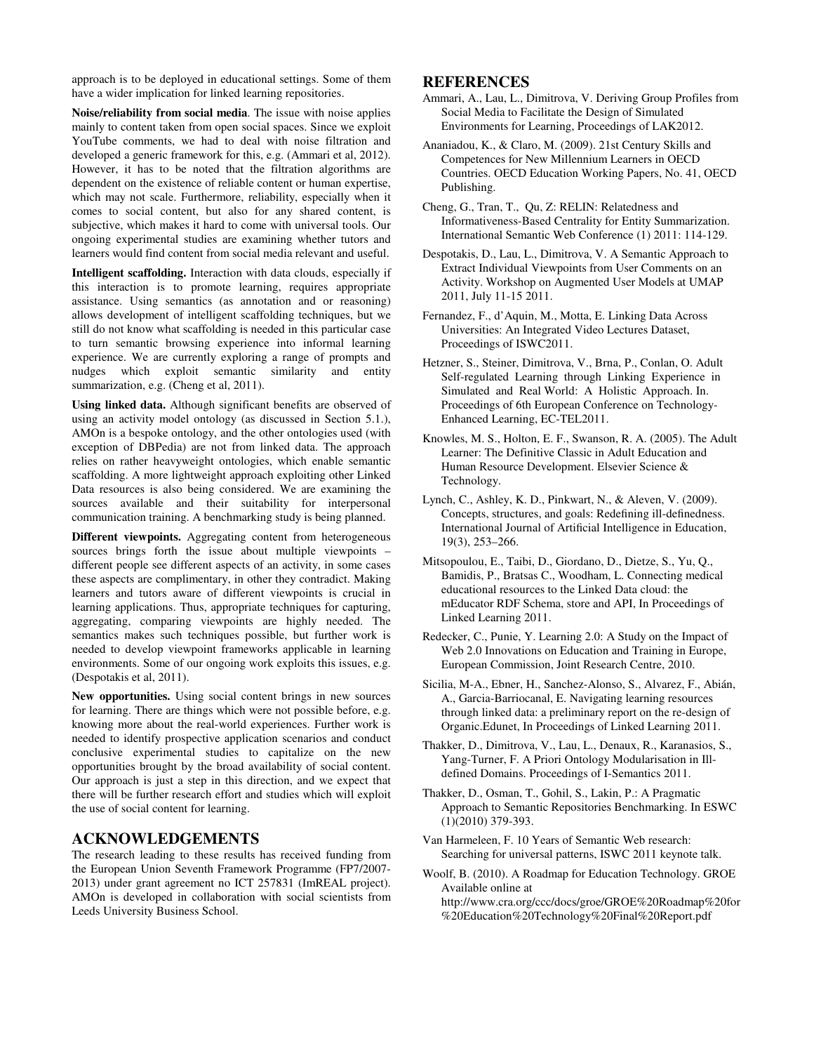approach is to be deployed in educational settings. Some of them have a wider implication for linked learning repositories.

**Noise/reliability from social media**. The issue with noise applies mainly to content taken from open social spaces. Since we exploit YouTube comments, we had to deal with noise filtration and developed a generic framework for this, e.g. (Ammari et al, 2012). However, it has to be noted that the filtration algorithms are dependent on the existence of reliable content or human expertise, which may not scale. Furthermore, reliability, especially when it comes to social content, but also for any shared content, is subjective, which makes it hard to come with universal tools. Our ongoing experimental studies are examining whether tutors and learners would find content from social media relevant and useful.

**Intelligent scaffolding.** Interaction with data clouds, especially if this interaction is to promote learning, requires appropriate assistance. Using semantics (as annotation and or reasoning) allows development of intelligent scaffolding techniques, but we still do not know what scaffolding is needed in this particular case to turn semantic browsing experience into informal learning experience. We are currently exploring a range of prompts and nudges which exploit semantic similarity and entity summarization, e.g. (Cheng et al, 2011).

**Using linked data.** Although significant benefits are observed of using an activity model ontology (as discussed in Section 5.1.), AMOn is a bespoke ontology, and the other ontologies used (with exception of DBPedia) are not from linked data. The approach relies on rather heavyweight ontologies, which enable semantic scaffolding. A more lightweight approach exploiting other Linked Data resources is also being considered. We are examining the sources available and their suitability for interpersonal communication training. A benchmarking study is being planned.

**Different viewpoints.** Aggregating content from heterogeneous sources brings forth the issue about multiple viewpoints – different people see different aspects of an activity, in some cases these aspects are complimentary, in other they contradict. Making learners and tutors aware of different viewpoints is crucial in learning applications. Thus, appropriate techniques for capturing, aggregating, comparing viewpoints are highly needed. The semantics makes such techniques possible, but further work is needed to develop viewpoint frameworks applicable in learning environments. Some of our ongoing work exploits this issues, e.g. (Despotakis et al, 2011).

**New opportunities.** Using social content brings in new sources for learning. There are things which were not possible before, e.g. knowing more about the real-world experiences. Further work is needed to identify prospective application scenarios and conduct conclusive experimental studies to capitalize on the new opportunities brought by the broad availability of social content. Our approach is just a step in this direction, and we expect that there will be further research effort and studies which will exploit the use of social content for learning.

## ACKNOWLEDGEMENTS

The research leading to these results has received funding from the European Union Seventh Framework Programme (FP7/2007-2013) under grant agreement no ICT 257831 (ImREAL project). AMOn is developed in collaboration with social scientists from Leeds University Business School.

## REFERENCES

Ammari, A., Lau, L., Dimitrova, V. Deriving Group Profiles from Social Media to Facilitate the Design of Simulated Environments for Learning, Proceedings of LAK2012.

Ananiadou, K., & Claro, M. (2009). 21st Century Skills and Competences for New Millennium Learners in OECD Countries. OECD Education Working Papers, No. 41, OECD Publishing.

Cheng, G., Tran, T., Qu, Z: RELIN: Relatedness and Informativeness-Based Centrality for Entity Summarization. International Semantic Web Conference (1) 2011: 114-129.

Despotakis, D., Lau, L., Dimitrova, V. A Semantic Approach to Extract Individual Viewpoints from User Comments on an Activity. Workshop on Augmented User Models at UMAP 2011, July 11-15 2011.

Fernandez, F., d'Aquin, M., Motta, E. Linking Data Across Universities: An Integrated Video Lectures Dataset, Proceedings of ISWC2011.

Hetzner, S., Steiner, Dimitrova, V., Brna, P., Conlan, O. Adult Self-regulated Learning through Linking Experience in Simulated and Real World: A Holistic Approach. In. Proceedings of 6th European Conference on Technology-Enhanced Learning, EC-TEL2011.

Knowles, M. S., Holton, E. F., Swanson, R. A. (2005). The Adult Learner: The Definitive Classic in Adult Education and Human Resource Development. Elsevier Science & Technology.

Lynch, C., Ashley, K. D., Pinkwart, N., & Aleven, V. (2009). Concepts, structures, and goals: Redefining ill-definedness. International Journal of Artificial Intelligence in Education, 19(3), 253–266.

Mitsopoulou, E., Taibi, D., Giordano, D., Dietze, S., Yu, Q., Bamidis, P., Bratsas C., Woodham, L. Connecting medical educational resources to the Linked Data cloud: the mEducator RDF Schema, store and API, In Proceedings of Linked Learning 2011.

Redecker, C., Punie, Y. Learning 2.0: A Study on the Impact of Web 2.0 Innovations on Education and Training in Europe, European Commission, Joint Research Centre, 2010.

Sicilia, M-A., Ebner, H., Sanchez-Alonso, S., Alvarez, F., Abián, A., Garcia-Barriocanal, E. Navigating learning resources through linked data: a preliminary report on the re-design of Organic.Edunet, In Proceedings of Linked Learning 2011.

Thakker, D., Dimitrova, V., Lau, L., Denaux, R., Karanasios, S., Yang-Turner, F. A Priori Ontology Modularisation in Ill-defined Domains. Proceedings of I-Semantics 2011.

Thakker, D., Osman, T., Gohil, S., Lakin, P.: A Pragmatic Approach to Semantic Repositories Benchmarking. In ESWC (1)(2010) 379-393.

Van Harmeleen, F. 10 Years of Semantic Web research: Searching for universal patterns, ISWC 2011 keynote talk.

Woolf, B. (2010). A Roadmap for Education Technology. GROE Available online at http://www.cra.org/ccc/docs/groe/GROE%20Roadmap%20for%20Education%20Technology%20Final%20Report.pdf